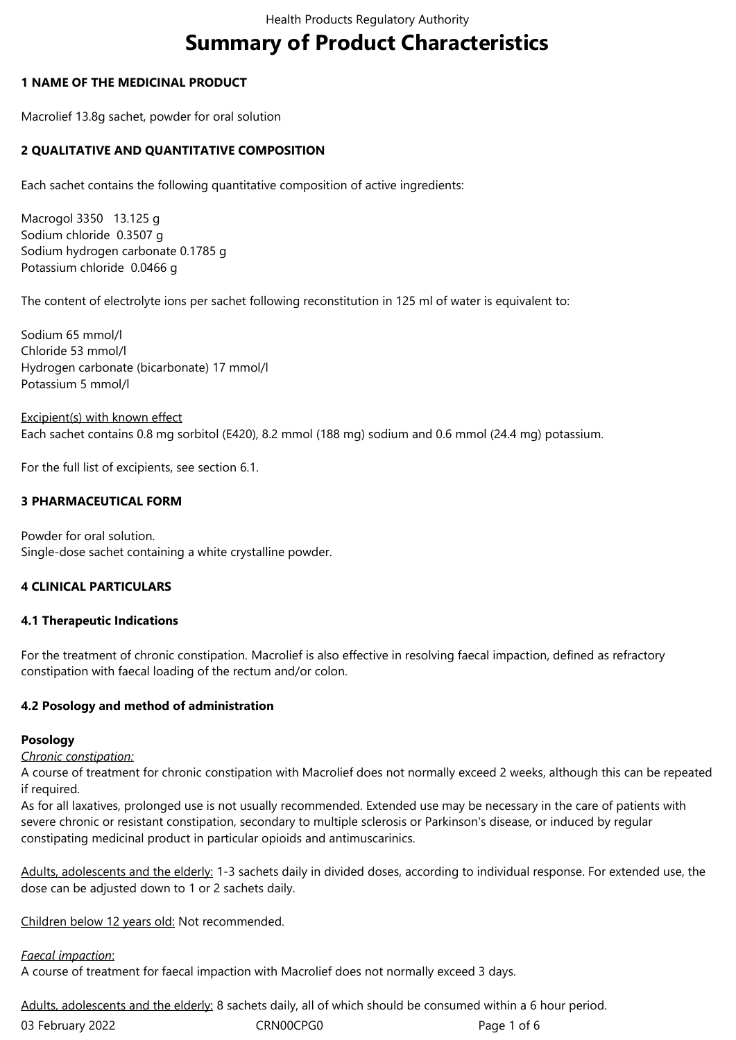# Summary of Product Characteristics

## 1 NAME OF THE MEDICINAL PRODUCT

Macrolief 13.8g sachet, powder for oral solution

## 2 QUALITATIVE AND QUANTITATIVE COMPOSITION

Each sachet contains the following quantitative composition of active ingredients:

Macrogol 3350   13.125 g
Sodium chloride  0.3507 g
Sodium hydrogen carbonate 0.1785 g
Potassium chloride  0.0466 g

The content of electrolyte ions per sachet following reconstitution in 125 ml of water is equivalent to:

Sodium 65 mmol/l
Chloride 53 mmol/l
Hydrogen carbonate (bicarbonate) 17 mmol/l
Potassium 5 mmol/l

Excipient(s) with known effect
Each sachet contains 0.8 mg sorbitol (E420), 8.2 mmol (188 mg) sodium and 0.6 mmol (24.4 mg) potassium.

For the full list of excipients, see section 6.1.

## 3 PHARMACEUTICAL FORM

Powder for oral solution.
Single-dose sachet containing a white crystalline powder.

## 4 CLINICAL PARTICULARS

### 4.1 Therapeutic Indications

For the treatment of chronic constipation. Macrolief is also effective in resolving faecal impaction, defined as refractory constipation with faecal loading of the rectum and/or colon.

### 4.2 Posology and method of administration

**Posology**

*Chronic constipation:*

A course of treatment for chronic constipation with Macrolief does not normally exceed 2 weeks, although this can be repeated if required.
As for all laxatives, prolonged use is not usually recommended. Extended use may be necessary in the care of patients with severe chronic or resistant constipation, secondary to multiple sclerosis or Parkinson's disease, or induced by regular constipating medicinal product in particular opioids and antimuscarinics.

Adults, adolescents and the elderly: 1-3 sachets daily in divided doses, according to individual response. For extended use, the dose can be adjusted down to 1 or 2 sachets daily.

Children below 12 years old: Not recommended.

*Faecal impaction*:

A course of treatment for faecal impaction with Macrolief does not normally exceed 3 days.

Adults, adolescents and the elderly: 8 sachets daily, all of which should be consumed within a 6 hour period.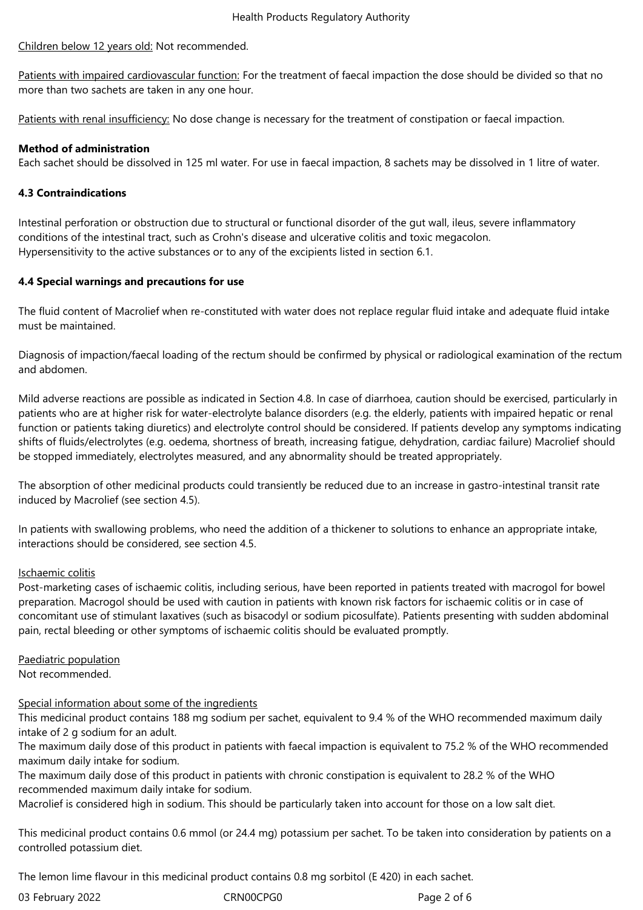Children below 12 years old: Not recommended.

Patients with impaired cardiovascular function: For the treatment of faecal impaction the dose should be divided so that no more than two sachets are taken in any one hour.

Patients with renal insufficiency: No dose change is necessary for the treatment of constipation or faecal impaction.

**Method of administration**

Each sachet should be dissolved in 125 ml water. For use in faecal impaction, 8 sachets may be dissolved in 1 litre of water.

### 4.3 Contraindications

Intestinal perforation or obstruction due to structural or functional disorder of the gut wall, ileus, severe inflammatory conditions of the intestinal tract, such as Crohn's disease and ulcerative colitis and toxic megacolon.
Hypersensitivity to the active substances or to any of the excipients listed in section 6.1.

### 4.4 Special warnings and precautions for use

The fluid content of Macrolief when re-constituted with water does not replace regular fluid intake and adequate fluid intake must be maintained.

Diagnosis of impaction/faecal loading of the rectum should be confirmed by physical or radiological examination of the rectum and abdomen.

Mild adverse reactions are possible as indicated in Section 4.8. In case of diarrhoea, caution should be exercised, particularly in patients who are at higher risk for water-electrolyte balance disorders (e.g. the elderly, patients with impaired hepatic or renal function or patients taking diuretics) and electrolyte control should be considered. If patients develop any symptoms indicating shifts of fluids/electrolytes (e.g. oedema, shortness of breath, increasing fatigue, dehydration, cardiac failure) Macrolief should be stopped immediately, electrolytes measured, and any abnormality should be treated appropriately.

The absorption of other medicinal products could transiently be reduced due to an increase in gastro-intestinal transit rate induced by Macrolief (see section 4.5).

In patients with swallowing problems, who need the addition of a thickener to solutions to enhance an appropriate intake, interactions should be considered, see section 4.5.

Ischaemic colitis

Post-marketing cases of ischaemic colitis, including serious, have been reported in patients treated with macrogol for bowel preparation. Macrogol should be used with caution in patients with known risk factors for ischaemic colitis or in case of concomitant use of stimulant laxatives (such as bisacodyl or sodium picosulfate). Patients presenting with sudden abdominal pain, rectal bleeding or other symptoms of ischaemic colitis should be evaluated promptly.

Paediatric population

Not recommended.

Special information about some of the ingredients

This medicinal product contains 188 mg sodium per sachet, equivalent to 9.4 % of the WHO recommended maximum daily intake of 2 g sodium for an adult.
The maximum daily dose of this product in patients with faecal impaction is equivalent to 75.2 % of the WHO recommended maximum daily intake for sodium.
The maximum daily dose of this product in patients with chronic constipation is equivalent to 28.2 % of the WHO recommended maximum daily intake for sodium.
Macrolief is considered high in sodium. This should be particularly taken into account for those on a low salt diet.

This medicinal product contains 0.6 mmol (or 24.4 mg) potassium per sachet. To be taken into consideration by patients on a controlled potassium diet.

The lemon lime flavour in this medicinal product contains 0.8 mg sorbitol (E 420) in each sachet.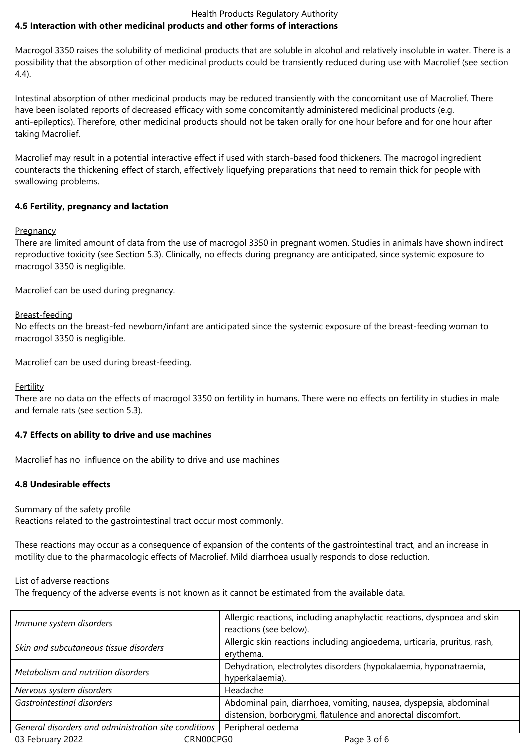**4.5 Interaction with other medicinal products and other forms of interactions**

Macrogol 3350 raises the solubility of medicinal products that are soluble in alcohol and relatively insoluble in water. There is a possibility that the absorption of other medicinal products could be transiently reduced during use with Macrolief (see section 4.4).

Intestinal absorption of other medicinal products may be reduced transiently with the concomitant use of Macrolief. There have been isolated reports of decreased efficacy with some concomitantly administered medicinal products (e.g. anti-epileptics). Therefore, other medicinal products should not be taken orally for one hour before and for one hour after taking Macrolief.

Macrolief may result in a potential interactive effect if used with starch-based food thickeners. The macrogol ingredient counteracts the thickening effect of starch, effectively liquefying preparations that need to remain thick for people with swallowing problems.

**4.6 Fertility, pregnancy and lactation**

Pregnancy

There are limited amount of data from the use of macrogol 3350 in pregnant women. Studies in animals have shown indirect reproductive toxicity (see Section 5.3). Clinically, no effects during pregnancy are anticipated, since systemic exposure to macrogol 3350 is negligible.

Macrolief can be used during pregnancy.

Breast-feeding

No effects on the breast-fed newborn/infant are anticipated since the systemic exposure of the breast-feeding woman to macrogol 3350 is negligible.

Macrolief can be used during breast-feeding.

Fertility

There are no data on the effects of macrogol 3350 on fertility in humans. There were no effects on fertility in studies in male and female rats (see section 5.3).

**4.7 Effects on ability to drive and use machines**

Macrolief has no influence on the ability to drive and use machines

**4.8 Undesirable effects**

Summary of the safety profile

Reactions related to the gastrointestinal tract occur most commonly.

These reactions may occur as a consequence of expansion of the contents of the gastrointestinal tract, and an increase in motility due to the pharmacologic effects of Macrolief. Mild diarrhoea usually responds to dose reduction.

List of adverse reactions

The frequency of the adverse events is not known as it cannot be estimated from the available data.

| | |
|---|---|
| *Immune system disorders* | Allergic reactions, including anaphylactic reactions, dyspnoea and skin reactions (see below). |
| *Skin and subcutaneous tissue disorders* | Allergic skin reactions including angioedema, urticaria, pruritus, rash, erythema. |
| *Metabolism and nutrition disorders* | Dehydration, electrolytes disorders (hypokalaemia, hyponatraemia, hyperkalaemia). |
| *Nervous system disorders* | Headache |
| *Gastrointestinal disorders* | Abdominal pain, diarrhoea, vomiting, nausea, dyspepsia, abdominal distension, borborygmi, flatulence and anorectal discomfort. |
| *General disorders and administration site conditions* | Peripheral oedema |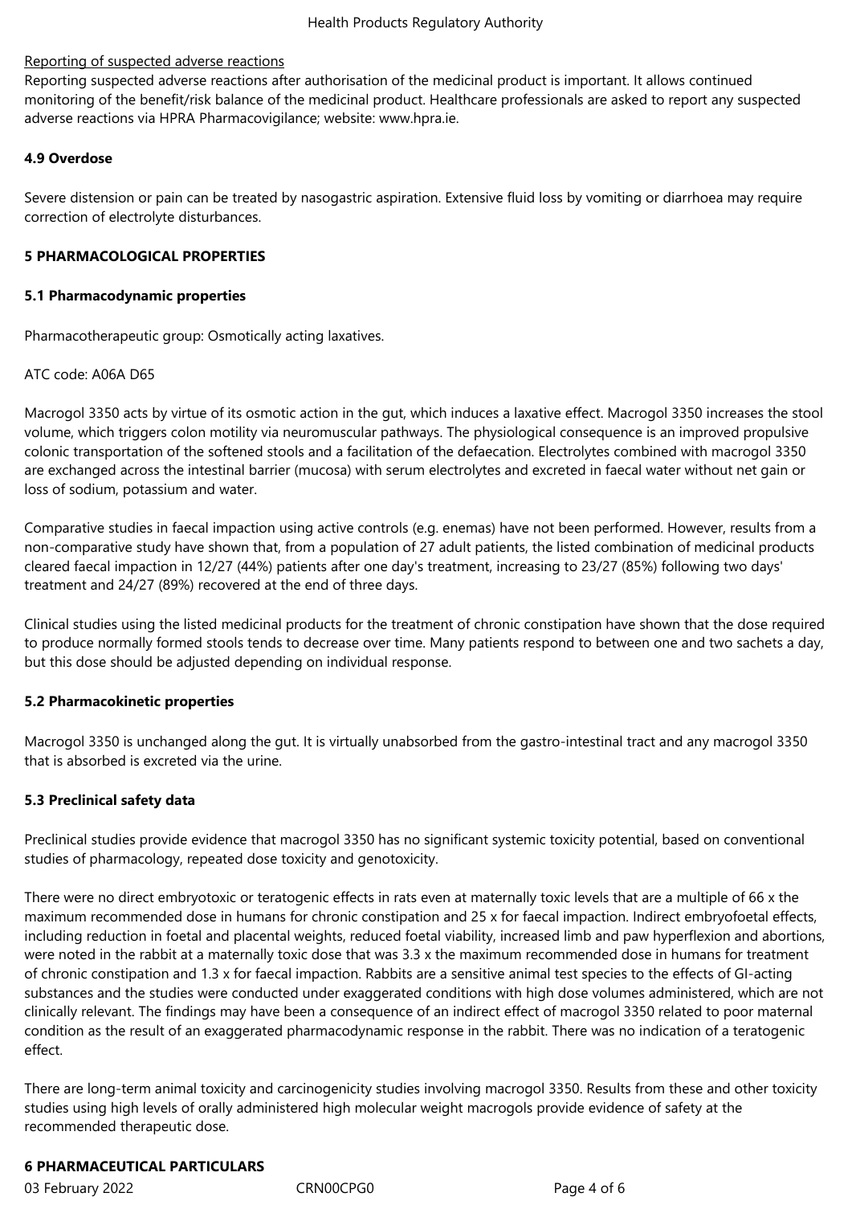Reporting of suspected adverse reactions

Reporting suspected adverse reactions after authorisation of the medicinal product is important. It allows continued monitoring of the benefit/risk balance of the medicinal product. Healthcare professionals are asked to report any suspected adverse reactions via HPRA Pharmacovigilance; website: www.hpra.ie.

### 4.9 Overdose

Severe distension or pain can be treated by nasogastric aspiration. Extensive fluid loss by vomiting or diarrhoea may require correction of electrolyte disturbances.

## 5 PHARMACOLOGICAL PROPERTIES

### 5.1 Pharmacodynamic properties

Pharmacotherapeutic group: Osmotically acting laxatives.

ATC code: A06A D65

Macrogol 3350 acts by virtue of its osmotic action in the gut, which induces a laxative effect. Macrogol 3350 increases the stool volume, which triggers colon motility via neuromuscular pathways. The physiological consequence is an improved propulsive colonic transportation of the softened stools and a facilitation of the defaecation. Electrolytes combined with macrogol 3350 are exchanged across the intestinal barrier (mucosa) with serum electrolytes and excreted in faecal water without net gain or loss of sodium, potassium and water.

Comparative studies in faecal impaction using active controls (e.g. enemas) have not been performed. However, results from a non-comparative study have shown that, from a population of 27 adult patients, the listed combination of medicinal products cleared faecal impaction in 12/27 (44%) patients after one day's treatment, increasing to 23/27 (85%) following two days' treatment and 24/27 (89%) recovered at the end of three days.

Clinical studies using the listed medicinal products for the treatment of chronic constipation have shown that the dose required to produce normally formed stools tends to decrease over time. Many patients respond to between one and two sachets a day, but this dose should be adjusted depending on individual response.

### 5.2 Pharmacokinetic properties

Macrogol 3350 is unchanged along the gut. It is virtually unabsorbed from the gastro-intestinal tract and any macrogol 3350 that is absorbed is excreted via the urine.

### 5.3 Preclinical safety data

Preclinical studies provide evidence that macrogol 3350 has no significant systemic toxicity potential, based on conventional studies of pharmacology, repeated dose toxicity and genotoxicity.

There were no direct embryotoxic or teratogenic effects in rats even at maternally toxic levels that are a multiple of 66 x the maximum recommended dose in humans for chronic constipation and 25 x for faecal impaction. Indirect embryofoetal effects, including reduction in foetal and placental weights, reduced foetal viability, increased limb and paw hyperflexion and abortions, were noted in the rabbit at a maternally toxic dose that was 3.3 x the maximum recommended dose in humans for treatment of chronic constipation and 1.3 x for faecal impaction. Rabbits are a sensitive animal test species to the effects of GI-acting substances and the studies were conducted under exaggerated conditions with high dose volumes administered, which are not clinically relevant. The findings may have been a consequence of an indirect effect of macrogol 3350 related to poor maternal condition as the result of an exaggerated pharmacodynamic response in the rabbit. There was no indication of a teratogenic effect.

There are long-term animal toxicity and carcinogenicity studies involving macrogol 3350. Results from these and other toxicity studies using high levels of orally administered high molecular weight macrogols provide evidence of safety at the recommended therapeutic dose.

## 6 PHARMACEUTICAL PARTICULARS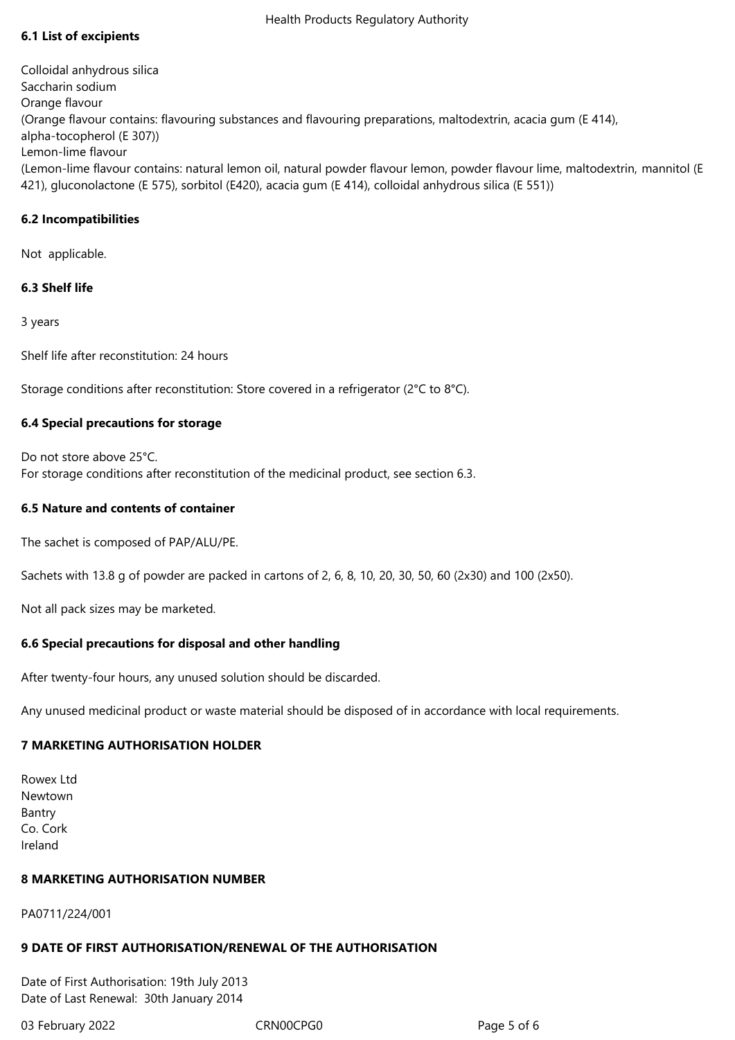### 6.1 List of excipients

Colloidal anhydrous silica
Saccharin sodium
Orange flavour
(Orange flavour contains: flavouring substances and flavouring preparations, maltodextrin, acacia gum (E 414), alpha-tocopherol (E 307))
Lemon-lime flavour
(Lemon-lime flavour contains: natural lemon oil, natural powder flavour lemon, powder flavour lime, maltodextrin, mannitol (E 421), gluconolactone (E 575), sorbitol (E420), acacia gum (E 414), colloidal anhydrous silica (E 551))

### 6.2 Incompatibilities

Not applicable.

### 6.3 Shelf life

3 years

Shelf life after reconstitution: 24 hours

Storage conditions after reconstitution: Store covered in a refrigerator (2°C to 8°C).

### 6.4 Special precautions for storage

Do not store above 25°C.
For storage conditions after reconstitution of the medicinal product, see section 6.3.

### 6.5 Nature and contents of container

The sachet is composed of PAP/ALU/PE.

Sachets with 13.8 g of powder are packed in cartons of 2, 6, 8, 10, 20, 30, 50, 60 (2x30) and 100 (2x50).

Not all pack sizes may be marketed.

### 6.6 Special precautions for disposal and other handling

After twenty-four hours, any unused solution should be discarded.

Any unused medicinal product or waste material should be disposed of in accordance with local requirements.

## 7 MARKETING AUTHORISATION HOLDER

Rowex Ltd
Newtown
Bantry
Co. Cork
Ireland

## 8 MARKETING AUTHORISATION NUMBER

PA0711/224/001

## 9 DATE OF FIRST AUTHORISATION/RENEWAL OF THE AUTHORISATION

Date of First Authorisation: 19th July 2013
Date of Last Renewal: 30th January 2014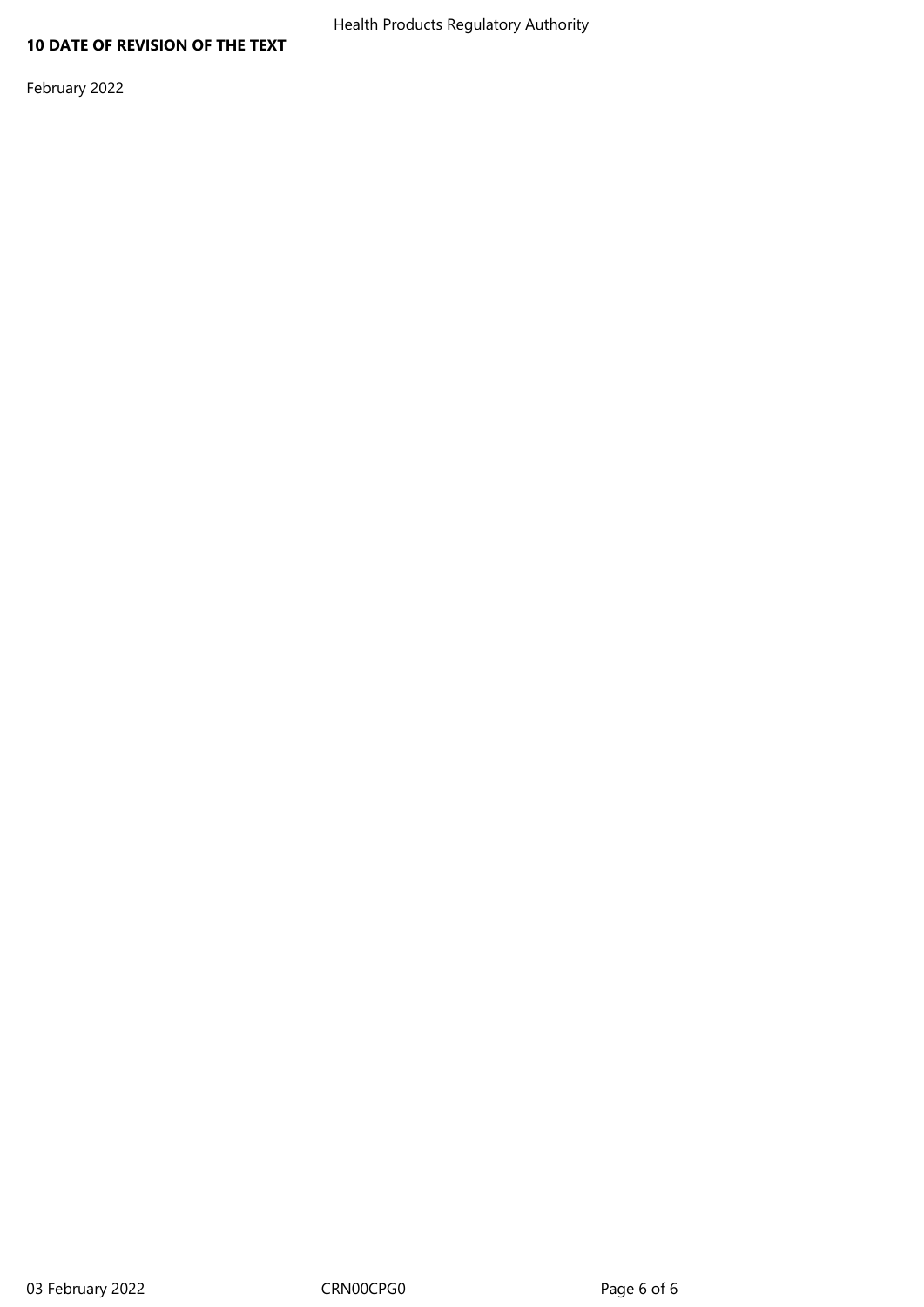**10 DATE OF REVISION OF THE TEXT**

February 2022